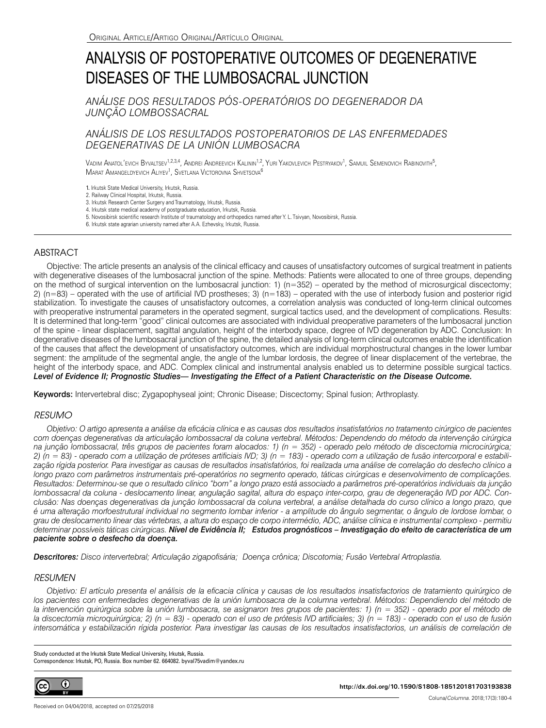Original Article/Artigo Original/Artículo Original

# ANALYSIS OF POSTOPERATIVE OUTCOMES OF DEGENERATIVE DISEASES OF THE LUMBOSACRAL JUNCTION

## *ANÁLISE DOS RESULTADOS PÓS-OPERATÓRIOS DO DEGENERADOR DA JUNÇÃO LOMBOSSACRAL*

## *ANÁLISIS DE LOS RESULTADOS POSTOPERATORIOS DE LAS ENFERMEDADES DEGENERATIVAS DE LA UNIÓN LUMBOSACRA*

Vadim Anatol'evich Byvaltsev[1,2,3,4], Andrei Andreevich Kalinin[1,2], Yuri Yakovlevich Pestryakov[1], Samuil Semenovich Rabinovith[5], Marat Amangeldyevich Aliyev[1], Svetlana Victorovna Shvetsova[6]

1. Irkutsk State Medical University, Irkutsk, Russia.
2. Railway Clinical Hospital, Irkutsk, Russia.
3. Irkutsk Research Center Surgery and Traumatology, Irkutsk, Russia.
4. Irkutsk state medical academy of postgraduate education, Irkutsk, Russia.
5. Novosibirsk scientific research Institute of traumatology and orthopedics named after Y. L. Tsivyan, Novosibirsk, Russia.
6. Irkutsk state agrarian university named after A.A. Ezhevsky, Irkutsk, Russia.

## ABSTRACT

Objective: The article presents an analysis of the clinical efficacy and causes of unsatisfactory outcomes of surgical treatment in patients with degenerative diseases of the lumbosacral junction of the spine. Methods: Patients were allocated to one of three groups, depending on the method of surgical intervention on the lumbosacral junction: 1) (n=352) – operated by the method of microsurgical discectomy; 2) (n=83) – operated with the use of artificial IVD prostheses; 3) (n=183) – operated with the use of interbody fusion and posterior rigid stabilization. To investigate the causes of unsatisfactory outcomes, a correlation analysis was conducted of long-term clinical outcomes with preoperative instrumental parameters in the operated segment, surgical tactics used, and the development of complications. Results: It is determined that long-term "good" clinical outcomes are associated with individual preoperative parameters of the lumbosacral junction of the spine - linear displacement, sagittal angulation, height of the interbody space, degree of IVD degeneration by ADC. Conclusion: In degenerative diseases of the lumbosacral junction of the spine, the detailed analysis of long-term clinical outcomes enable the identification of the causes that affect the development of unsatisfactory outcomes, which are individual morphostructural changes in the lower lumbar segment: the amplitude of the segmental angle, the angle of the lumbar lordosis, the degree of linear displacement of the vertebrae, the height of the interbody space, and ADC. Complex clinical and instrumental analysis enabled us to determine possible surgical tactics. ***Level of Evidence II; Prognostic Studies— Investigating the Effect of a Patient Characteristic on the Disease Outcome.***

**Keywords:** Intervertebral disc; Zygapophyseal joint; Chronic Disease; Discectomy; Spinal fusion; Arthroplasty.

## *RESUMO*

*Objetivo: O artigo apresenta a análise da eficácia clínica e as causas dos resultados insatisfatórios no tratamento cirúrgico de pacientes com doenças degenerativas da articulação lombossacral da coluna vertebral. Métodos: Dependendo do método da intervenção cirúrgica na junção lombossacral, três grupos de pacientes foram alocados: 1) (n = 352) - operado pelo método de discectomia microcirúrgica; 2) (n = 83) - operado com a utilização de próteses artificiais IVD; 3) (n = 183) - operado com a utilização de fusão intercorporal e estabilização rígida posterior. Para investigar as causas de resultados insatisfatórios, foi realizada uma análise de correlação do desfecho clínico a longo prazo com parâmetros instrumentais pré-operatórios no segmento operado, táticas cirúrgicas e desenvolvimento de complicações. Resultados: Determinou-se que o resultado clínico "bom" a longo prazo está associado a parâmetros pré-operatórios individuais da junção lombossacral da coluna - deslocamento linear, angulação sagital, altura do espaço inter-corpo, grau de degeneração IVD por ADC. Conclusão: Nas doenças degenerativas da junção lombossacral da coluna vertebral, a análise detalhada do curso clínico a longo prazo, que é uma alteração morfoestrutural individual no segmento lombar inferior - a amplitude do ângulo segmentar, o ângulo de lordose lombar, o grau de deslocamento linear das vértebras, a altura do espaço de corpo intermédio, ADC, análise clínica e instrumental complexo - permitiu determinar possíveis táticas cirúrgicas.* ***Nível de Evidência II; Estudos prognósticos – Investigação do efeito de característica de um paciente sobre o desfecho da doença.***

***Descritores:*** *Disco intervertebral; Articulação zigapofisária; Doença crônica; Discotomia; Fusão Vertebral Artroplastia.*

## *RESUMEN*

*Objetivo: El artículo presenta el análisis de la eficacia clínica y causas de los resultados insatisfactorios de tratamiento quirúrgico de los pacientes con enfermedades degenerativas de la unión lumbosacra de la columna vertebral. Métodos: Dependiendo del método de la intervención quirúrgica sobre la unión lumbosacra, se asignaron tres grupos de pacientes: 1) (n = 352) - operado por el método de la discectomía microquirúrgica; 2) (n = 83) - operado con el uso de prótesis IVD artificiales; 3) (n = 183) - operado con el uso de fusión intersomática y estabilización rígida posterior. Para investigar las causas de los resultados insatisfactorios, un análisis de correlación de*

Study conducted at the Irkutsk State Medical University, Irkutsk, Russia.
Correspondence: Irkutsk, PO, Russia. Box number 62. 664082. byval75vadim@yandex.ru

http://dx.doi.org/10.1590/S1808-185120181703193838

Received on 04/04/2018, accepted on 07/25/2018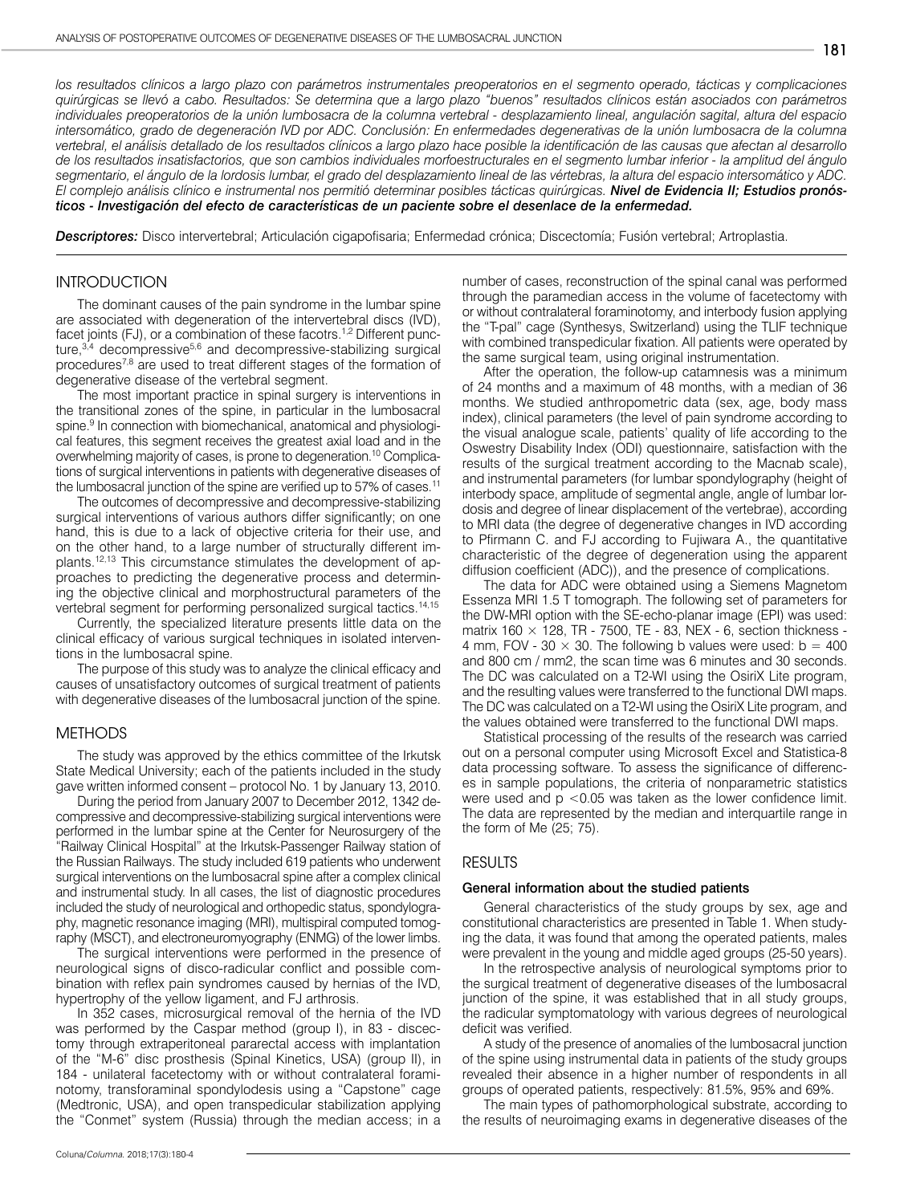*los resultados clínicos a largo plazo con parámetros instrumentales preoperatorios en el segmento operado, tácticas y complicaciones quirúrgicas se llevó a cabo. Resultados: Se determina que a largo plazo "buenos" resultados clínicos están asociados con parámetros individuales preoperatorios de la unión lumbosacra de la columna vertebral - desplazamiento lineal, angulación sagital, altura del espacio intersomático, grado de degeneración IVD por ADC. Conclusión: En enfermedades degenerativas de la unión lumbosacra de la columna vertebral, el análisis detallado de los resultados clínicos a largo plazo hace posible la identificación de las causas que afectan al desarrollo de los resultados insatisfactorios, que son cambios individuales morfoestructurales en el segmento lumbar inferior - la amplitud del ángulo segmentario, el ángulo de la lordosis lumbar, el grado del desplazamiento lineal de las vértebras, la altura del espacio intersomático y ADC. El complejo análisis clínico e instrumental nos permitió determinar posibles tácticas quirúrgicas.* ***Nivel de Evidencia II; Estudios pronósticos - Investigación del efecto de características de un paciente sobre el desenlace de la enfermedad.***

***Descriptores:*** Disco intervertebral; Articulación cigapofisaria; Enfermedad crónica; Discectomía; Fusión vertebral; Artroplastia.

## INTRODUCTION

The dominant causes of the pain syndrome in the lumbar spine are associated with degeneration of the intervertebral discs (IVD), facet joints (FJ), or a combination of these facotrs.[1,2] Different puncture,[3,4] decompressive[5,6] and decompressive-stabilizing surgical procedures[7,8] are used to treat different stages of the formation of degenerative disease of the vertebral segment.

The most important practice in spinal surgery is interventions in the transitional zones of the spine, in particular in the lumbosacral spine.[9] In connection with biomechanical, anatomical and physiological features, this segment receives the greatest axial load and in the overwhelming majority of cases, is prone to degeneration.[10] Complications of surgical interventions in patients with degenerative diseases of the lumbosacral junction of the spine are verified up to 57% of cases.[11]

The outcomes of decompressive and decompressive-stabilizing surgical interventions of various authors differ significantly; on one hand, this is due to a lack of objective criteria for their use, and on the other hand, to a large number of structurally different implants.[12,13] This circumstance stimulates the development of approaches to predicting the degenerative process and determining the objective clinical and morphostructural parameters of the vertebral segment for performing personalized surgical tactics.[14,15]

Currently, the specialized literature presents little data on the clinical efficacy of various surgical techniques in isolated interventions in the lumbosacral spine.

The purpose of this study was to analyze the clinical efficacy and causes of unsatisfactory outcomes of surgical treatment of patients with degenerative diseases of the lumbosacral junction of the spine.

## METHODS

The study was approved by the ethics committee of the Irkutsk State Medical University; each of the patients included in the study gave written informed consent – protocol No. 1 by January 13, 2010.

During the period from January 2007 to December 2012, 1342 decompressive and decompressive-stabilizing surgical interventions were performed in the lumbar spine at the Center for Neurosurgery of the "Railway Clinical Hospital" at the Irkutsk-Passenger Railway station of the Russian Railways. The study included 619 patients who underwent surgical interventions on the lumbosacral spine after a complex clinical and instrumental study. In all cases, the list of diagnostic procedures included the study of neurological and orthopedic status, spondylography, magnetic resonance imaging (MRI), multispiral computed tomography (MSCT), and electroneuromyography (ENMG) of the lower limbs.

The surgical interventions were performed in the presence of neurological signs of disco-radicular conflict and possible combination with reflex pain syndromes caused by hernias of the IVD, hypertrophy of the yellow ligament, and FJ arthrosis.

In 352 cases, microsurgical removal of the hernia of the IVD was performed by the Caspar method (group I), in 83 - discectomy through extraperitoneal pararectal access with implantation of the "M-6" disc prosthesis (Spinal Kinetics, USA) (group II), in 184 - unilateral facetectomy with or without contralateral foraminotomy, transforaminal spondylodesis using a "Capstone" cage (Medtronic, USA), and open transpedicular stabilization applying the "Conmet" system (Russia) through the median access; in a number of cases, reconstruction of the spinal canal was performed through the paramedian access in the volume of facetectomy with or without contralateral foraminotomy, and interbody fusion applying the "T-pal" cage (Synthesys, Switzerland) using the TLIF technique with combined transpedicular fixation. All patients were operated by the same surgical team, using original instrumentation.

After the operation, the follow-up catamnesis was a minimum of 24 months and a maximum of 48 months, with a median of 36 months. We studied anthropometric data (sex, age, body mass index), clinical parameters (the level of pain syndrome according to the visual analogue scale, patients' quality of life according to the Oswestry Disability Index (ODI) questionnaire, satisfaction with the results of the surgical treatment according to the Macnab scale), and instrumental parameters (for lumbar spondylography (height of interbody space, amplitude of segmental angle, angle of lumbar lordosis and degree of linear displacement of the vertebrae), according to MRI data (the degree of degenerative changes in IVD according to Pfirmann C. and FJ according to Fujiwara A., the quantitative characteristic of the degree of degeneration using the apparent diffusion coefficient (ADC)), and the presence of complications.

The data for ADC were obtained using a Siemens Magnetom Essenza MRI 1.5 T tomograph. The following set of parameters for the DW-MRI option with the SE-echo-planar image (EPI) was used: matrix $160 \times 128$, TR - 7500, TE - 83, NEX - 6, section thickness - 4 mm, FOV - $30 \times 30$. The following b values were used: $b = 400$ and 800 cm / mm2, the scan time was 6 minutes and 30 seconds. The DC was calculated on a T2-WI using the OsiriX Lite program, and the resulting values were transferred to the functional DWI maps. The DC was calculated on a T2-WI using the OsiriX Lite program, and the values obtained were transferred to the functional DWI maps.

Statistical processing of the results of the research was carried out on a personal computer using Microsoft Excel and Statistica-8 data processing software. To assess the significance of differences in sample populations, the criteria of nonparametric statistics were used and $p < 0.05$ was taken as the lower confidence limit. The data are represented by the median and interquartile range in the form of Me (25; 75).

## RESULTS

### General information about the studied patients

General characteristics of the study groups by sex, age and constitutional characteristics are presented in Table 1. When studying the data, it was found that among the operated patients, males were prevalent in the young and middle aged groups (25-50 years).

In the retrospective analysis of neurological symptoms prior to the surgical treatment of degenerative diseases of the lumbosacral junction of the spine, it was established that in all study groups, the radicular symptomatology with various degrees of neurological deficit was verified.

A study of the presence of anomalies of the lumbosacral junction of the spine using instrumental data in patients of the study groups revealed their absence in a higher number of respondents in all groups of operated patients, respectively: 81.5%, 95% and 69%.

The main types of pathomorphological substrate, according to the results of neuroimaging exams in degenerative diseases of the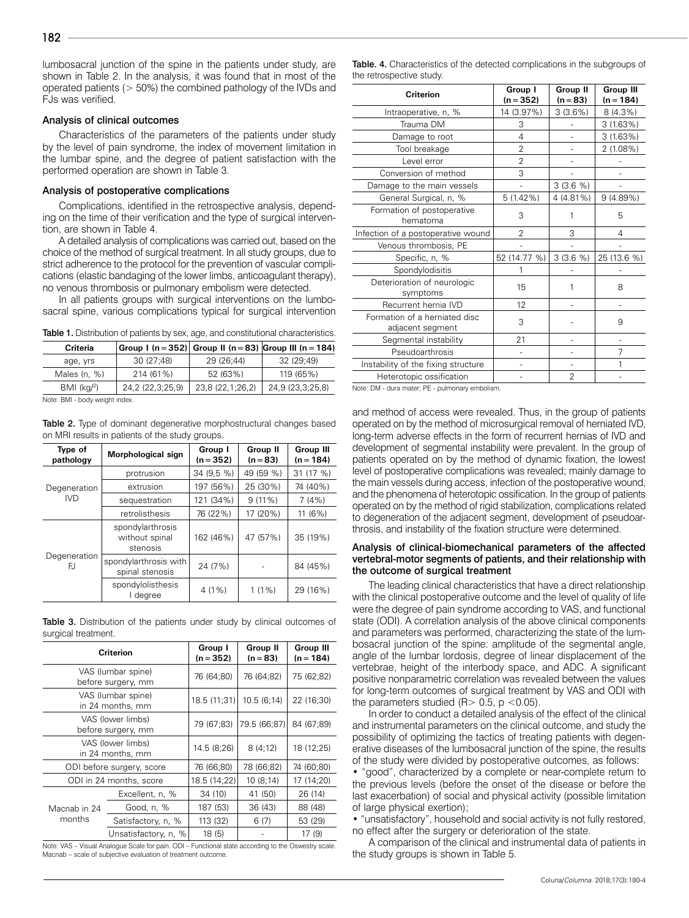lumbosacral junction of the spine in the patients under study, are shown in Table 2. In the analysis, it was found that in most of the operated patients (> 50%) the combined pathology of the IVDs and FJs was verified.

### Analysis of clinical outcomes

Characteristics of the parameters of the patients under study by the level of pain syndrome, the index of movement limitation in the lumbar spine, and the degree of patient satisfaction with the performed operation are shown in Table 3.

### Analysis of postoperative complications

Complications, identified in the retrospective analysis, depending on the time of their verification and the type of surgical intervention, are shown in Table 4.

A detailed analysis of complications was carried out, based on the choice of the method of surgical treatment. In all study groups, due to strict adherence to the protocol for the prevention of vascular complications (elastic bandaging of the lower limbs, anticoagulant therapy), no venous thrombosis or pulmonary embolism were detected.

In all patients groups with surgical interventions on the lumbosacral spine, various complications typical for surgical intervention and method of access were revealed. Thus, in the group of patients operated on by the method of microsurgical removal of herniated IVD, long-term adverse effects in the form of recurrent hernias of IVD and development of segmental instability were prevalent. In the group of patients operated on by the method of dynamic fixation, the lowest level of postoperative complications was revealed; mainly damage to the main vessels during access, infection of the postoperative wound, and the phenomena of heterotopic ossification. In the group of patients operated on by the method of rigid stabilization, complications related to degeneration of the adjacent segment, development of pseudoarthrosis, and instability of the fixation structure were determined.

**Table 1.** Distribution of patients by sex, age, and constitutional characteristics.

| Criteria | Group I (n = 352) | Group II (n = 83) | Group III (n = 184) |
|---|---|---|---|
| age, yrs | 30 (27;48) | 29 (26;44) | 32 (29;49) |
| Males (n, %) | 214 (61%) | 52 (63%) | 119 (65%) |
| BMI ($kg^2$) | 24,2 (22,3;25,9) | 23,8 (22,1;26,2) | 24,9 (23,3;25,8) |

Note: BMI - body weight index.

**Table 2.** Type of dominant degenerative morphostructural changes based on MRI results in patients of the study groups.

| Type of pathology | Morphological sign | Group I (n = 352) | Group II (n = 83) | Group III (n = 184) |
|---|---|---|---|---|
| Degeneration IVD | protrusion | 34 (9,5 %) | 49 (59 %) | 31 (17 %) |
| | extrusion | 197 (56%) | 25 (30%) | 74 (40%) |
| | sequestration | 121 (34%) | 9 (11%) | 7 (4%) |
| | retrolisthesis | 76 (22%) | 17 (20%) | 11 (6%) |
| Degeneration FJ | spondylarthrosis without spinal stenosis | 162 (46%) | 47 (57%) | 35 (19%) |
| | spondylarthrosis with spinal stenosis | 24 (7%) | - | 84 (45%) |
| | spondylolisthesis I degree | 4 (1%) | 1 (1%) | 29 (16%) |

**Table 3.** Distribution of the patients under study by clinical outcomes of surgical treatment.

| Criterion | | Group I (n = 352) | Group II (n = 83) | Group III (n = 184) |
|---|---|---|---|---|
| VAS (lumbar spine) before surgery, mm | | 76 (64;80) | 76 (64;82) | 75 (62;82) |
| VAS (lumbar spine) in 24 months, mm | | 18.5 (11;31) | 10.5 (6;14) | 22 (16;30) |
| VAS (lower limbs) before surgery, mm | | 79 (67;83) | 79.5 (66;87) | 84 (67;89) |
| VAS (lower limbs) in 24 months, mm | | 14.5 (8;26) | 8 (4;12) | 18 (12;25) |
| ODI before surgery, score | | 76 (66;80) | 78 (66;82) | 74 (60;80) |
| ODI in 24 months, score | | 18.5 (14;22) | 10 (8;14) | 17 (14;20) |
| Macnab in 24 months | Excellent, n, % | 34 (10) | 41 (50) | 26 (14) |
| | Good, n, % | 187 (53) | 36 (43) | 88 (48) |
| | Satisfactory, n, % | 113 (32) | 6 (7) | 53 (29) |
| | Unsatisfactory, n, % | 18 (5) | - | 17 (9) |

Note: VAS – Visual Analogue Scale for pain. ODI – Functional state according to the Oswestry scale. Macnab – scale of subjective evaluation of treatment outcome.

**Table. 4.** Characteristics of the detected complications in the subgroups of the retrospective study.

| Criterion | Group I (n = 352) | Group II (n = 83) | Group III (n = 184) |
|---|---|---|---|
| Intraoperative, n, % | 14 (3.97%) | 3 (3.6%) | 8 (4.3%) |
| Trauma DM | 3 | - | 3 (1.63%) |
| Damage to root | 4 | - | 3 (1.63%) |
| Tool breakage | 2 | - | 2 (1.08%) |
| Level error | 2 | - | - |
| Conversion of method | 3 | - | - |
| Damage to the main vessels | - | 3 (3.6 %) | - |
| General Surgical, n, % | 5 (1.42%) | 4 (4.81%) | 9 (4.89%) |
| Formation of postoperative hematoma | 3 | 1 | 5 |
| Infection of a postoperative wound | 2 | 3 | 4 |
| Venous thrombosis, PE | - | - | - |
| Specific, n, % | 52 (14.77 %) | 3 (3.6 %) | 25 (13.6 %) |
| Spondylodisitis | 1 | - | - |
| Deterioration of neurologic symptoms | 15 | 1 | 8 |
| Recurrent hernia IVD | 12 | - | - |
| Formation of a herniated disc adjacent segment | 3 | - | 9 |
| Segmental instability | 21 | - | - |
| Pseudoarthrosis | - | - | 7 |
| Instability of the fixing structure | - | - | 1 |
| Heterotopic ossification | - | 2 | - |

Note: DM - dura mater; PE - pulmonary embolism.

### Analysis of clinical-biomechanical parameters of the affected vertebral-motor segments of patients, and their relationship with the outcome of surgical treatment

The leading clinical characteristics that have a direct relationship with the clinical postoperative outcome and the level of quality of life were the degree of pain syndrome according to VAS, and functional state (ODI). A correlation analysis of the above clinical components and parameters was performed, characterizing the state of the lumbosacral junction of the spine: amplitude of the segmental angle, angle of the lumbar lordosis, degree of linear displacement of the vertebrae, height of the interbody space, and ADC. A significant positive nonparametric correlation was revealed between the values for long-term outcomes of surgical treatment by VAS and ODI with the parameters studied ($R > 0.5$, $p < 0.05$).

In order to conduct a detailed analysis of the effect of the clinical and instrumental parameters on the clinical outcome, and study the possibility of optimizing the tactics of treating patients with degenerative diseases of the lumbosacral junction of the spine, the results of the study were divided by postoperative outcomes, as follows:

- "good", characterized by a complete or near-complete return to the previous levels (before the onset of the disease or before the last exacerbation) of social and physical activity (possible limitation of large physical exertion);
- "unsatisfactory", household and social activity is not fully restored, no effect after the surgery or deterioration of the state.

A comparison of the clinical and instrumental data of patients in the study groups is shown in Table 5.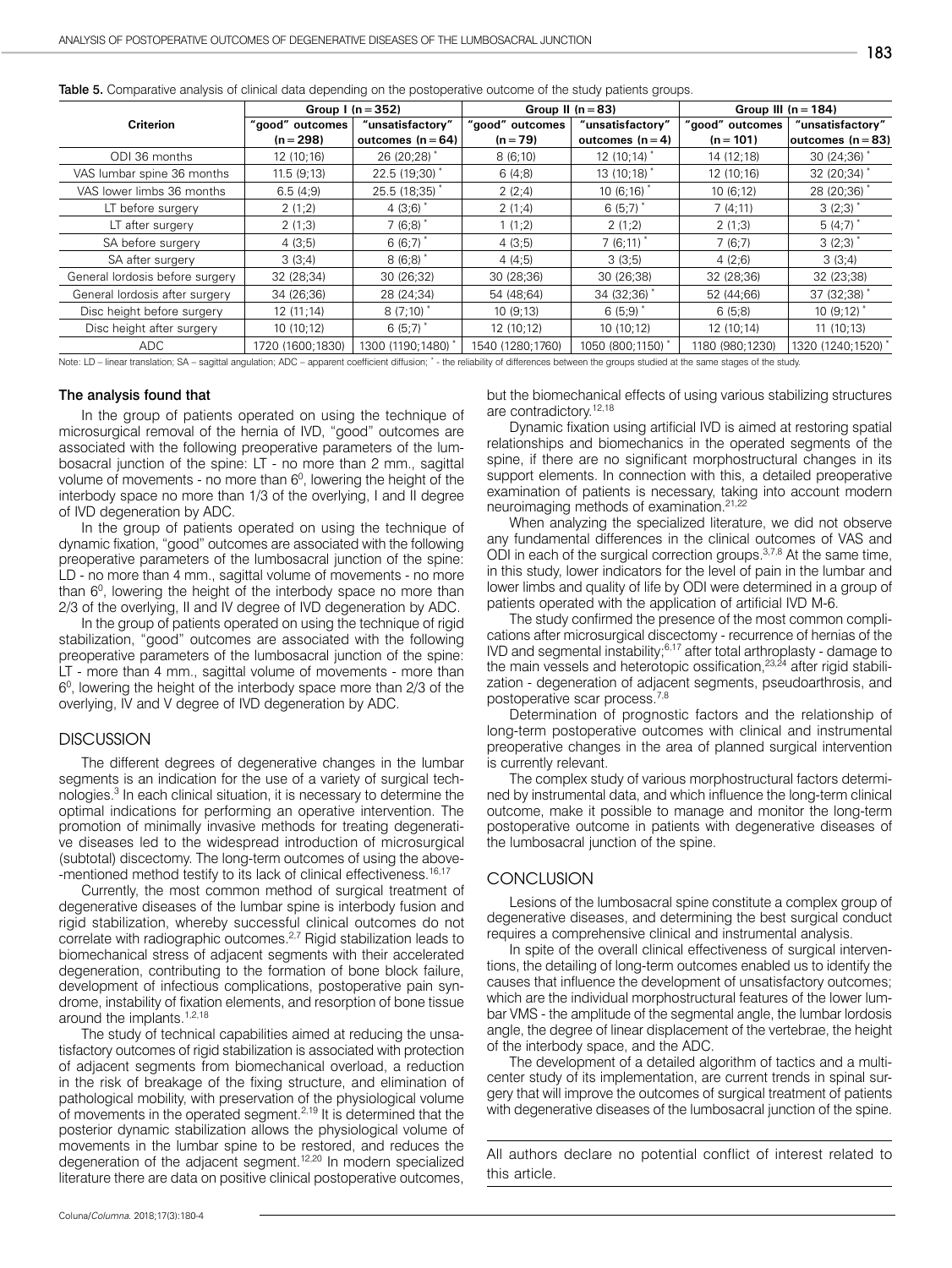**Table 5.** Comparative analysis of clinical data depending on the postoperative outcome of the study patients groups.

| Criterion | Group I (n = 352) | | Group II (n = 83) | | Group III (n = 184) | |
|---|---|---|---|---|---|---|
| | "good" outcomes (n = 298) | "unsatisfactory" outcomes (n = 64) | "good" outcomes (n = 79) | "unsatisfactory" outcomes (n = 4) | "good" outcomes (n = 101) | "unsatisfactory" outcomes (n = 83) |
| ODI 36 months | 12 (10;16) | 26 (20;28) * | 8 (6;10) | 12 (10;14) * | 14 (12;18) | 30 (24;36) * |
| VAS lumbar spine 36 months | 11.5 (9;13) | 22.5 (19;30) * | 6 (4;8) | 13 (10;18) * | 12 (10;16) | 32 (20;34) * |
| VAS lower limbs 36 months | 6.5 (4;9) | 25.5 (18;35) * | 2 (2;4) | 10 (6;16) * | 10 (6;12) | 28 (20;36) * |
| LT before surgery | 2 (1;2) | 4 (3;6) * | 2 (1;4) | 6 (5;7) * | 7 (4;11) | 3 (2;3) * |
| LT after surgery | 2 (1;3) | 7 (6;8) * | 1 (1;2) | 2 (1;2) | 2 (1;3) | 5 (4;7) * |
| SA before surgery | 4 (3;5) | 6 (6;7) * | 4 (3;5) | 7 (6;11) * | 7 (6;7) | 3 (2;3) * |
| SA after surgery | 3 (3;4) | 8 (6;8) * | 4 (4;5) | 3 (3;5) | 4 (2;6) | 3 (3;4) |
| General lordosis before surgery | 32 (28;34) | 30 (26;32) | 30 (28;36) | 30 (26;38) | 32 (28;36) | 32 (23;38) |
| General lordosis after surgery | 34 (26;36) | 28 (24;34) | 54 (48;64) | 34 (32;36) * | 52 (44;66) | 37 (32;38) * |
| Disc height before surgery | 12 (11;14) | 8 (7;10) * | 10 (9;13) | 6 (5;9) * | 6 (5;8) | 10 (9;12) * |
| Disc height after surgery | 10 (10;12) | 6 (5;7) * | 12 (10;12) | 10 (10;12) | 12 (10;14) | 11 (10;13) |
| ADC | 1720 (1600;1830) | 1300 (1190;1480) * | 1540 (1280;1760) | 1050 (800;1150) * | 1180 (980;1230) | 1320 (1240;1520) * |

Note: LD – linear translation; SA – sagittal angulation; ADC – apparent coefficient diffusion; * - the reliability of differences between the groups studied at the same stages of the study.

#### The analysis found that

In the group of patients operated on using the technique of microsurgical removal of the hernia of IVD, "good" outcomes are associated with the following preoperative parameters of the lumbosacral junction of the spine: LT - no more than 2 mm., sagittal volume of movements - no more than $6^0$, lowering the height of the interbody space no more than 1/3 of the overlying, I and II degree of IVD degeneration by ADC.

In the group of patients operated on using the technique of dynamic fixation, "good" outcomes are associated with the following preoperative parameters of the lumbosacral junction of the spine: LD - no more than 4 mm., sagittal volume of movements - no more than $6^0$, lowering the height of the interbody space no more than 2/3 of the overlying, II and IV degree of IVD degeneration by ADC.

In the group of patients operated on using the technique of rigid stabilization, "good" outcomes are associated with the following preoperative parameters of the lumbosacral junction of the spine: LT - more than 4 mm., sagittal volume of movements - more than $6^0$, lowering the height of the interbody space more than 2/3 of the overlying, IV and V degree of IVD degeneration by ADC.

## DISCUSSION

The different degrees of degenerative changes in the lumbar segments is an indication for the use of a variety of surgical technologies.[3] In each clinical situation, it is necessary to determine the optimal indications for performing an operative intervention. The promotion of minimally invasive methods for treating degenerative diseases led to the widespread introduction of microsurgical (subtotal) discectomy. The long-term outcomes of using the above-mentioned method testify to its lack of clinical effectiveness.[16,17]

Currently, the most common method of surgical treatment of degenerative diseases of the lumbar spine is interbody fusion and rigid stabilization, whereby successful clinical outcomes do not correlate with radiographic outcomes.[2,7] Rigid stabilization leads to biomechanical stress of adjacent segments with their accelerated degeneration, contributing to the formation of bone block failure, development of infectious complications, postoperative pain syndrome, instability of fixation elements, and resorption of bone tissue around the implants.[1,2,18]

The study of technical capabilities aimed at reducing the unsatisfactory outcomes of rigid stabilization is associated with protection of adjacent segments from biomechanical overload, a reduction in the risk of breakage of the fixing structure, and elimination of pathological mobility, with preservation of the physiological volume of movements in the operated segment.[2,19] It is determined that the posterior dynamic stabilization allows the physiological volume of movements in the lumbar spine to be restored, and reduces the degeneration of the adjacent segment.[12,20] In modern specialized literature there are data on positive clinical postoperative outcomes, but the biomechanical effects of using various stabilizing structures are contradictory.[12,18]

Dynamic fixation using artificial IVD is aimed at restoring spatial relationships and biomechanics in the operated segments of the spine, if there are no significant morphostructural changes in its support elements. In connection with this, a detailed preoperative examination of patients is necessary, taking into account modern neuroimaging methods of examination.[21,22]

When analyzing the specialized literature, we did not observe any fundamental differences in the clinical outcomes of VAS and ODI in each of the surgical correction groups.[3,7,8] At the same time, in this study, lower indicators for the level of pain in the lumbar and lower limbs and quality of life by ODI were determined in a group of patients operated with the application of artificial IVD M-6.

The study confirmed the presence of the most common complications after microsurgical discectomy - recurrence of hernias of the IVD and segmental instability;[6,17] after total arthroplasty - damage to the main vessels and heterotopic ossification,[23,24] after rigid stabilization - degeneration of adjacent segments, pseudoarthrosis, and postoperative scar process.[7,8]

Determination of prognostic factors and the relationship of long-term postoperative outcomes with clinical and instrumental preoperative changes in the area of planned surgical intervention is currently relevant.

The complex study of various morphostructural factors determined by instrumental data, and which influence the long-term clinical outcome, make it possible to manage and monitor the long-term postoperative outcome in patients with degenerative diseases of the lumbosacral junction of the spine.

## CONCLUSION

Lesions of the lumbosacral spine constitute a complex group of degenerative diseases, and determining the best surgical conduct requires a comprehensive clinical and instrumental analysis.

In spite of the overall clinical effectiveness of surgical interventions, the detailing of long-term outcomes enabled us to identify the causes that influence the development of unsatisfactory outcomes; which are the individual morphostructural features of the lower lumbar VMS - the amplitude of the segmental angle, the lumbar lordosis angle, the degree of linear displacement of the vertebrae, the height of the interbody space, and the ADC.

The development of a detailed algorithm of tactics and a multicenter study of its implementation, are current trends in spinal surgery that will improve the outcomes of surgical treatment of patients with degenerative diseases of the lumbosacral junction of the spine.

All authors declare no potential conflict of interest related to this article.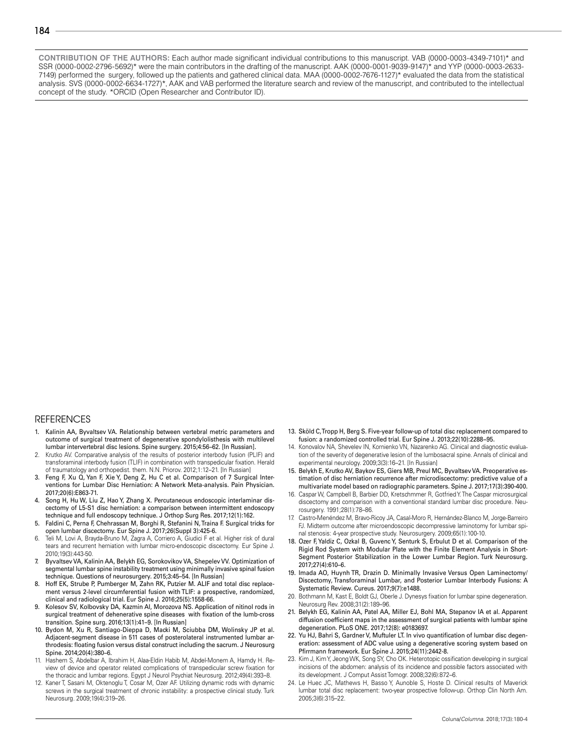**CONTRIBUTION OF THE AUTHORS:** Each author made significant individual contributions to this manuscript. VAB (0000-0003-4349-7101)* and SSR (0000-0002-2796-5692)* were the main contributors in the drafting of the manuscript. AAK (0000-0001-9039-9147)* and YYP (0000-0003-2633-7149) performed the surgery, followed up the patients and gathered clinical data. MAA (0000-0002-7676-1127)* evaluated the data from the statistical analysis. SVS (0000-0002-6634-1727)*, AAK and VAB performed the literature search and review of the manuscript, and contributed to the intellectual concept of the study. *ORCID (Open Researcher and Contributor ID).

## REFERENCES

1. Kalinin AA, Byvaltsev VA. Relationship between vertebral metric parameters and outcome of surgical treatment of degenerative spondylolisthesis with multilevel lumbar intervertebral disc lesions. Spine surgery. 2015;4:56–62. [In Russian].
2. Krutko AV. Comparative analysis of the results of posterior interbody fusion (PLIF) and transforaminal interbody fusion (TLIF) in combination with transpedicular fixation. Herald of traumatology and orthopedist. them. N.N. Priorov. 2012;1:12–21. [In Russian]
3. Feng F, Xu Q, Yan F, Xie Y, Deng Z, Hu C et al. Comparison of 7 Surgical Interventions for Lumbar Disc Herniation: A Network Meta-analysis. Pain Physician. 2017;20(6):E863-71.
4. Song H, Hu W, Liu Z, Hao Y, Zhang X. Percutaneous endoscopic interlaminar discectomy of L5-S1 disc herniation: a comparison between intermittent endoscopy technique and full endoscopy technique. J Orthop Surg Res. 2017;12(1):162.
5. Faldini C, Perna F, Chehrassan M, Borghi R, Stefanini N, Traina F. Surgical tricks for open lumbar discectomy. Eur Spine J. 2017;26(Suppl 3):425-6.
6. Teli M, Lovi A, Brayda-Bruno M, Zagra A, Corriero A, Giudici F et al. Higher risk of dural tears and recurrent herniation with lumbar micro-endoscopic discectomy. Eur Spine J. 2010;19(3):443-50.
7. Byvaltsev VA, Kalinin AA, Belykh EG, Sorokovikov VA, Shepelev VV. Optimization of segmental lumbar spine instability treatment using minimally invasive spinal fusion technique. Questions of neurosurgery. 2015;3:45–54. [In Russian]
8. Hoff EK, Strube P, Pumberger M, Zahn RK, Putzier M. ALIF and total disc replacement versus 2-level circumferential fusion with TLIF: a prospective, randomized, clinical and radiological trial. Eur Spine J. 2016;25(5):1558-66.
9. Kolesov SV, Kolbovsky DA, Kazmin AI, Morozova NS. Application of nitinol rods in surgical treatment of dehenerative spine diseases with fixation of the lumb-cross transition. Spine surg. 2016;13(1):41–9. [In Russian]
10. Bydon M, Xu R, Santiago-Dieppa D, Macki M, Sciubba DM, Wolinsky JP et al. Adjacent-segment disease in 511 cases of posterolateral instrumented lumbar arthrodesis: floating fusion versus distal construct including the sacrum. J Neurosurg Spine. 2014;20(4):380–6.
11. Hashem S, Abdelbar A, Ibrahim H, Alaa-Eldin Habib M, Abdel-Monem A, Hamdy H. Review of device and operator related complications of transpedicular screw fixation for the thoracic and lumbar regions. Egypt J Neurol Psychiat Neurosurg. 2012;49(4):393–8.
12. Kaner T, Sasani M, Oktenoglu T, Cosar M, Ozer AF. Utilizing dynamic rods with dynamic screws in the surgical treatment of chronic instability: a prospective clinical study. Turk Neurosurg. 2009;19(4):319–26.
13. Sköld C, Tropp H, Berg S. Five-year follow-up of total disc replacement compared to fusion: a randomized controlled trial. Eur Spine J. 2013;22(10):2288–95.
14. Konovalov NA, Shevelev IN, Kornienko VN, Nazarenko AG. Clinical and diagnostic evaluation of the severity of degenerative lesion of the lumbosacral spine. Annals of clinical and experimental neurology. 2009;3(3):16–21. [In Russian]
15. Belykh E, Krutko AV, Baykov ES, Giers MB, Preul MC, Byvaltsev VA. Preoperative estimation of disc herniation recurrence after microdiscectomy: predictive value of a multivariate model based on radiographic parameters. Spine J. 2017;17(3):390-400.
16. Caspar W, Campbell B, Barbier DD, Kretschmmer R, Gotfried Y. The Caspar microsurgical discectomy and comparison with a conventional standard lumbar disc procedure. Neurosurgery. 1991;28(1):78–86.
17. Castro-Menéndez M, Bravo-Ricoy JA, Casal-Moro R, Hernández-Blanco M, Jorge-Barreiro FJ. Midterm outcome after microendoscopic decompressive laminotomy for lumbar spinal stenosis: 4-year prospective study. Neurosurgery. 2009;65(1):100-10.
18. Ozer F, Yaldiz C, Ozkal B, Guvenc Y, Senturk S, Erbulut D et al. Comparison of the Rigid Rod System with Modular Plate with the Finite Element Analysis in Short-Segment Posterior Stabilization in the Lower Lumbar Region. Turk Neurosurg. 2017;27(4):610–6.
19. Imada AO, Huynh TR, Drazin D. Minimally Invasive Versus Open Laminectomy/Discectomy, Transforaminal Lumbar, and Posterior Lumbar Interbody Fusions: A Systematic Review. Cureus. 2017;9(7):e1488.
20. Bothmann M, Kast E, Boldt GJ, Oberle J. Dynesys fixation for lumbar spine degeneration. Neurosurg Rev. 2008;31(2):189–96.
21. Belykh EG, Kalinin AA, Patel AA, Miller EJ, Bohl MA, Stepanov IA et al. Apparent diffusion coefficient maps in the assessment of surgical patients with lumbar spine degeneration. PLoS ONE. 2017;12(8): e0183697.
22. Yu HJ, Bahri S, Gardner V, Muftuler LT. In vivo quantification of lumbar disc degeneration: assessment of ADC value using a degenerative scoring system based on Pfirrmann framework. Eur Spine J. 2015;24(11):2442-8.
23. Kim J, Kim Y, Jeong WK, Song SY, Cho OK. Heterotopic ossification developing in surgical incisions of the abdomen: analysis of its incidence and possible factors associated with its development. J Comput Assist Tomogr. 2008;32(6):872–6.
24. Le Huec JC, Mathews H, Basso Y, Aunoble S, Hoste D. Clinical results of Maverick lumbar total disc replacement: two-year prospective follow-up. Orthop Clin North Am. 2005;3(6):315–22.